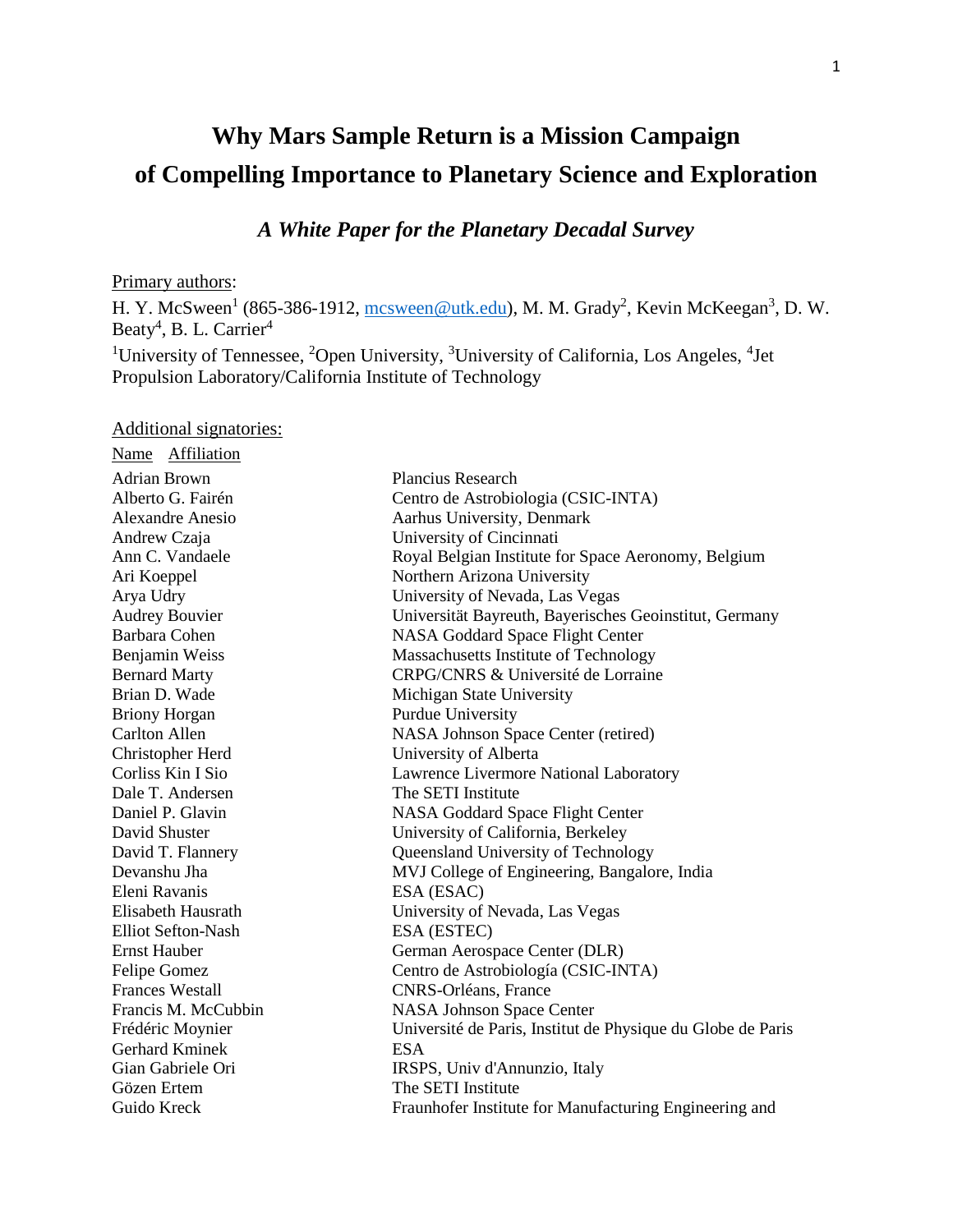# Why Mars Sample Return is a Mission Campaign of Compelling Importance to Planetary Science and Exploration

## *A White Paper for the Planetary Decadal Survey*

Primary authors:

H. Y. McSween[1] (865-386-1912, mcsween@utk.edu), M. M. Grady[2], Kevin McKeegan[3], D. W. Beaty[4], B. L. Carrier[4]

[1]University of Tennessee, [2]Open University, [3]University of California, Los Angeles, [4]Jet Propulsion Laboratory/California Institute of Technology

Additional signatories:

| Name | Affiliation |
|---|---|
| Adrian Brown | Plancius Research |
| Alberto G. Fairén | Centro de Astrobiologia (CSIC-INTA) |
| Alexandre Anesio | Aarhus University, Denmark |
| Andrew Czaja | University of Cincinnati |
| Ann C. Vandaele | Royal Belgian Institute for Space Aeronomy, Belgium |
| Ari Koeppel | Northern Arizona University |
| Arya Udry | University of Nevada, Las Vegas |
| Audrey Bouvier | Universität Bayreuth, Bayerisches Geoinstitut, Germany |
| Barbara Cohen | NASA Goddard Space Flight Center |
| Benjamin Weiss | Massachusetts Institute of Technology |
| Bernard Marty | CRPG/CNRS & Université de Lorraine |
| Brian D. Wade | Michigan State University |
| Briony Horgan | Purdue University |
| Carlton Allen | NASA Johnson Space Center (retired) |
| Christopher Herd | University of Alberta |
| Corliss Kin I Sio | Lawrence Livermore National Laboratory |
| Dale T. Andersen | The SETI Institute |
| Daniel P. Glavin | NASA Goddard Space Flight Center |
| David Shuster | University of California, Berkeley |
| David T. Flannery | Queensland University of Technology |
| Devanshu Jha | MVJ College of Engineering, Bangalore, India |
| Eleni Ravanis | ESA (ESAC) |
| Elisabeth Hausrath | University of Nevada, Las Vegas |
| Elliot Sefton-Nash | ESA (ESTEC) |
| Ernst Hauber | German Aerospace Center (DLR) |
| Felipe Gomez | Centro de Astrobiología (CSIC-INTA) |
| Frances Westall | CNRS-Orléans, France |
| Francis M. McCubbin | NASA Johnson Space Center |
| Frédéric Moynier | Université de Paris, Institut de Physique du Globe de Paris |
| Gerhard Kminek | ESA |
| Gian Gabriele Ori | IRSPS, Univ d'Annunzio, Italy |
| Gözen Ertem | The SETI Institute |
| Guido Kreck | Fraunhofer Institute for Manufacturing Engineering and |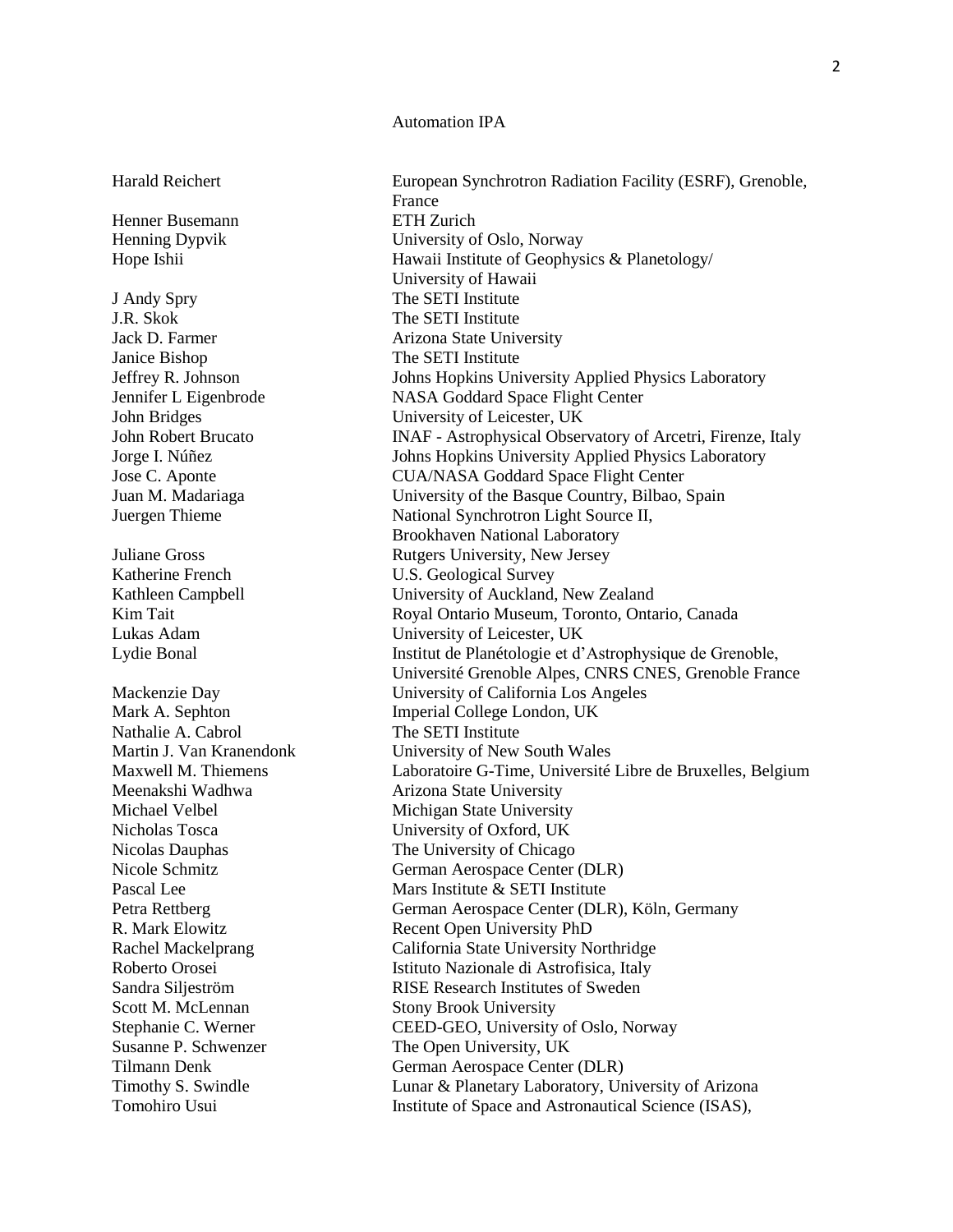Automation IPA

| | |
|---|---|
| Harald Reichert | European Synchrotron Radiation Facility (ESRF), Grenoble, France |
| Henner Busemann | ETH Zurich |
| Henning Dypvik | University of Oslo, Norway |
| Hope Ishii | Hawaii Institute of Geophysics & Planetology/ University of Hawaii |
| J Andy Spry | The SETI Institute |
| J.R. Skok | The SETI Institute |
| Jack D. Farmer | Arizona State University |
| Janice Bishop | The SETI Institute |
| Jeffrey R. Johnson | Johns Hopkins University Applied Physics Laboratory |
| Jennifer L Eigenbrode | NASA Goddard Space Flight Center |
| John Bridges | University of Leicester, UK |
| John Robert Brucato | INAF - Astrophysical Observatory of Arcetri, Firenze, Italy |
| Jorge I. Núñez | Johns Hopkins University Applied Physics Laboratory |
| Jose C. Aponte | CUA/NASA Goddard Space Flight Center |
| Juan M. Madariaga | University of the Basque Country, Bilbao, Spain |
| Juergen Thieme | National Synchrotron Light Source II, Brookhaven National Laboratory |
| Juliane Gross | Rutgers University, New Jersey |
| Katherine French | U.S. Geological Survey |
| Kathleen Campbell | University of Auckland, New Zealand |
| Kim Tait | Royal Ontario Museum, Toronto, Ontario, Canada |
| Lukas Adam | University of Leicester, UK |
| Lydie Bonal | Institut de Planétologie et d'Astrophysique de Grenoble, Université Grenoble Alpes, CNRS CNES, Grenoble France |
| Mackenzie Day | University of California Los Angeles |
| Mark A. Sephton | Imperial College London, UK |
| Nathalie A. Cabrol | The SETI Institute |
| Martin J. Van Kranendonk | University of New South Wales |
| Maxwell M. Thiemens | Laboratoire G-Time, Université Libre de Bruxelles, Belgium |
| Meenakshi Wadhwa | Arizona State University |
| Michael Velbel | Michigan State University |
| Nicholas Tosca | University of Oxford, UK |
| Nicolas Dauphas | The University of Chicago |
| Nicole Schmitz | German Aerospace Center (DLR) |
| Pascal Lee | Mars Institute & SETI Institute |
| Petra Rettberg | German Aerospace Center (DLR), Köln, Germany |
| R. Mark Elowitz | Recent Open University PhD |
| Rachel Mackelprang | California State University Northridge |
| Roberto Orosei | Istituto Nazionale di Astrofisica, Italy |
| Sandra Siljeström | RISE Research Institutes of Sweden |
| Scott M. McLennan | Stony Brook University |
| Stephanie C. Werner | CEED-GEO, University of Oslo, Norway |
| Susanne P. Schwenzer | The Open University, UK |
| Tilmann Denk | German Aerospace Center (DLR) |
| Timothy S. Swindle | Lunar & Planetary Laboratory, University of Arizona |
| Tomohiro Usui | Institute of Space and Astronautical Science (ISAS), |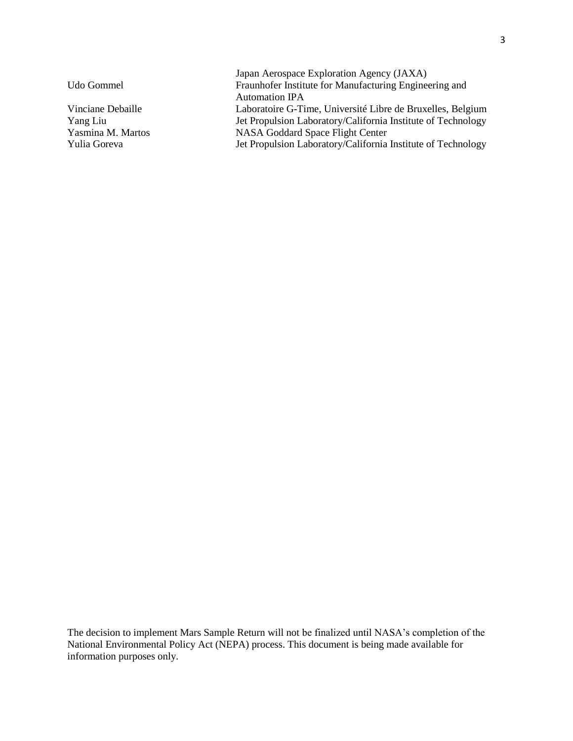| | |
|---|---|
| | Japan Aerospace Exploration Agency (JAXA) |
| Udo Gommel | Fraunhofer Institute for Manufacturing Engineering and Automation IPA |
| Vinciane Debaille | Laboratoire G-Time, Université Libre de Bruxelles, Belgium |
| Yang Liu | Jet Propulsion Laboratory/California Institute of Technology |
| Yasmina M. Martos | NASA Goddard Space Flight Center |
| Yulia Goreva | Jet Propulsion Laboratory/California Institute of Technology |

The decision to implement Mars Sample Return will not be finalized until NASA's completion of the National Environmental Policy Act (NEPA) process. This document is being made available for information purposes only.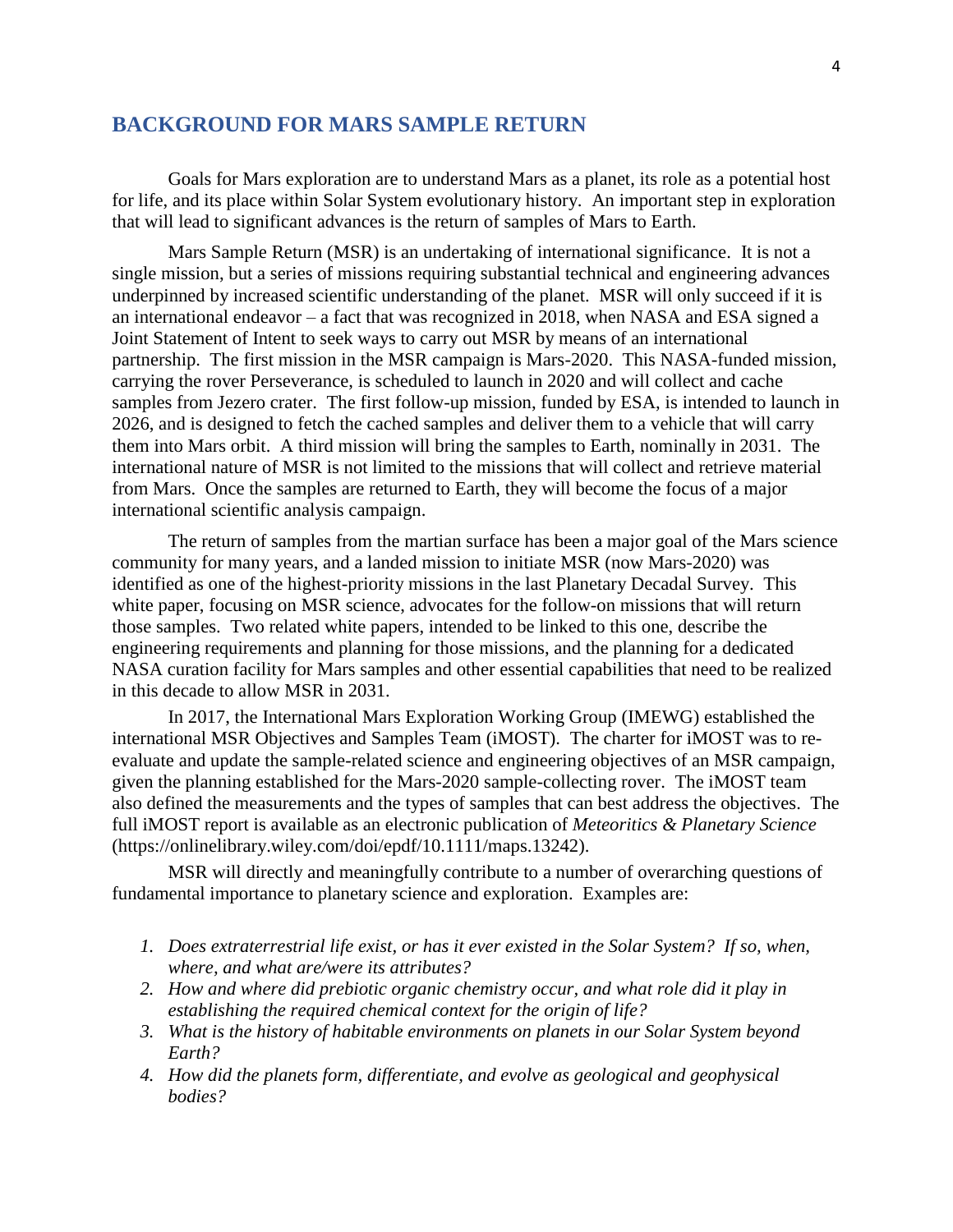## BACKGROUND FOR MARS SAMPLE RETURN

Goals for Mars exploration are to understand Mars as a planet, its role as a potential host for life, and its place within Solar System evolutionary history. An important step in exploration that will lead to significant advances is the return of samples of Mars to Earth.

Mars Sample Return (MSR) is an undertaking of international significance. It is not a single mission, but a series of missions requiring substantial technical and engineering advances underpinned by increased scientific understanding of the planet. MSR will only succeed if it is an international endeavor – a fact that was recognized in 2018, when NASA and ESA signed a Joint Statement of Intent to seek ways to carry out MSR by means of an international partnership. The first mission in the MSR campaign is Mars-2020. This NASA-funded mission, carrying the rover Perseverance, is scheduled to launch in 2020 and will collect and cache samples from Jezero crater. The first follow-up mission, funded by ESA, is intended to launch in 2026, and is designed to fetch the cached samples and deliver them to a vehicle that will carry them into Mars orbit. A third mission will bring the samples to Earth, nominally in 2031. The international nature of MSR is not limited to the missions that will collect and retrieve material from Mars. Once the samples are returned to Earth, they will become the focus of a major international scientific analysis campaign.

The return of samples from the martian surface has been a major goal of the Mars science community for many years, and a landed mission to initiate MSR (now Mars-2020) was identified as one of the highest-priority missions in the last Planetary Decadal Survey. This white paper, focusing on MSR science, advocates for the follow-on missions that will return those samples. Two related white papers, intended to be linked to this one, describe the engineering requirements and planning for those missions, and the planning for a dedicated NASA curation facility for Mars samples and other essential capabilities that need to be realized in this decade to allow MSR in 2031.

In 2017, the International Mars Exploration Working Group (IMEWG) established the international MSR Objectives and Samples Team (iMOST). The charter for iMOST was to re-evaluate and update the sample-related science and engineering objectives of an MSR campaign, given the planning established for the Mars-2020 sample-collecting rover. The iMOST team also defined the measurements and the types of samples that can best address the objectives. The full iMOST report is available as an electronic publication of *Meteoritics & Planetary Science* (https://onlinelibrary.wiley.com/doi/epdf/10.1111/maps.13242).

MSR will directly and meaningfully contribute to a number of overarching questions of fundamental importance to planetary science and exploration. Examples are:

1. *Does extraterrestrial life exist, or has it ever existed in the Solar System? If so, when, where, and what are/were its attributes?*
2. *How and where did prebiotic organic chemistry occur, and what role did it play in establishing the required chemical context for the origin of life?*
3. *What is the history of habitable environments on planets in our Solar System beyond Earth?*
4. *How did the planets form, differentiate, and evolve as geological and geophysical bodies?*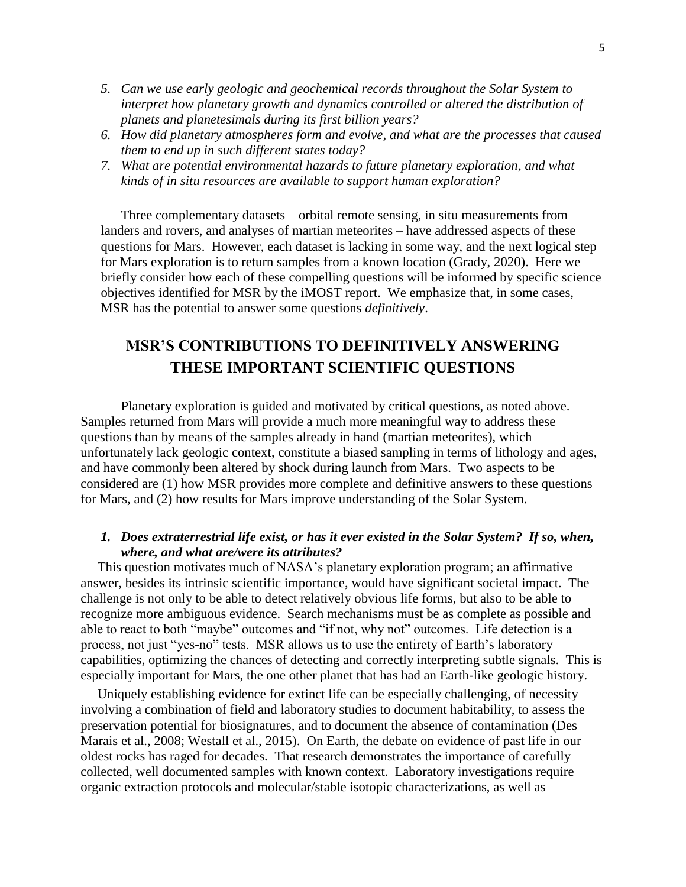5. *Can we use early geologic and geochemical records throughout the Solar System to interpret how planetary growth and dynamics controlled or altered the distribution of planets and planetesimals during its first billion years?*
6. *How did planetary atmospheres form and evolve, and what are the processes that caused them to end up in such different states today?*
7. *What are potential environmental hazards to future planetary exploration, and what kinds of in situ resources are available to support human exploration?*

Three complementary datasets – orbital remote sensing, in situ measurements from landers and rovers, and analyses of martian meteorites – have addressed aspects of these questions for Mars. However, each dataset is lacking in some way, and the next logical step for Mars exploration is to return samples from a known location (Grady, 2020). Here we briefly consider how each of these compelling questions will be informed by specific science objectives identified for MSR by the iMOST report. We emphasize that, in some cases, MSR has the potential to answer some questions *definitively*.

## MSR'S CONTRIBUTIONS TO DEFINITIVELY ANSWERING THESE IMPORTANT SCIENTIFIC QUESTIONS

Planetary exploration is guided and motivated by critical questions, as noted above. Samples returned from Mars will provide a much more meaningful way to address these questions than by means of the samples already in hand (martian meteorites), which unfortunately lack geologic context, constitute a biased sampling in terms of lithology and ages, and have commonly been altered by shock during launch from Mars. Two aspects to be considered are (1) how MSR provides more complete and definitive answers to these questions for Mars, and (2) how results for Mars improve understanding of the Solar System.

### 1. *Does extraterrestrial life exist, or has it ever existed in the Solar System? If so, when, where, and what are/were its attributes?*

This question motivates much of NASA's planetary exploration program; an affirmative answer, besides its intrinsic scientific importance, would have significant societal impact. The challenge is not only to be able to detect relatively obvious life forms, but also to be able to recognize more ambiguous evidence. Search mechanisms must be as complete as possible and able to react to both "maybe" outcomes and "if not, why not" outcomes. Life detection is a process, not just "yes-no" tests. MSR allows us to use the entirety of Earth's laboratory capabilities, optimizing the chances of detecting and correctly interpreting subtle signals. This is especially important for Mars, the one other planet that has had an Earth-like geologic history.

Uniquely establishing evidence for extinct life can be especially challenging, of necessity involving a combination of field and laboratory studies to document habitability, to assess the preservation potential for biosignatures, and to document the absence of contamination (Des Marais et al., 2008; Westall et al., 2015). On Earth, the debate on evidence of past life in our oldest rocks has raged for decades. That research demonstrates the importance of carefully collected, well documented samples with known context. Laboratory investigations require organic extraction protocols and molecular/stable isotopic characterizations, as well as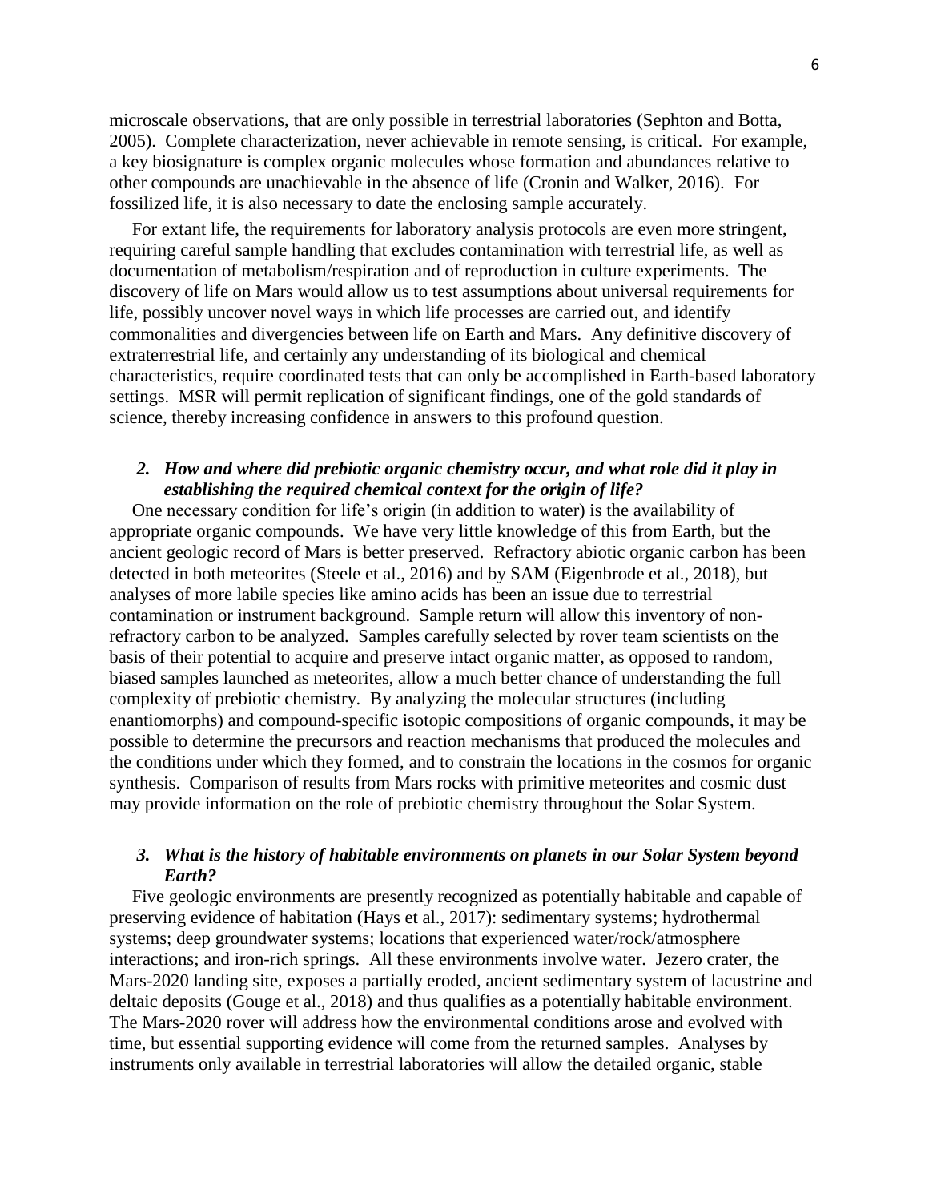microscale observations, that are only possible in terrestrial laboratories (Sephton and Botta, 2005). Complete characterization, never achievable in remote sensing, is critical. For example, a key biosignature is complex organic molecules whose formation and abundances relative to other compounds are unachievable in the absence of life (Cronin and Walker, 2016). For fossilized life, it is also necessary to date the enclosing sample accurately.

For extant life, the requirements for laboratory analysis protocols are even more stringent, requiring careful sample handling that excludes contamination with terrestrial life, as well as documentation of metabolism/respiration and of reproduction in culture experiments. The discovery of life on Mars would allow us to test assumptions about universal requirements for life, possibly uncover novel ways in which life processes are carried out, and identify commonalities and divergencies between life on Earth and Mars. Any definitive discovery of extraterrestrial life, and certainly any understanding of its biological and chemical characteristics, require coordinated tests that can only be accomplished in Earth-based laboratory settings. MSR will permit replication of significant findings, one of the gold standards of science, thereby increasing confidence in answers to this profound question.

### *2. How and where did prebiotic organic chemistry occur, and what role did it play in establishing the required chemical context for the origin of life?*

One necessary condition for life's origin (in addition to water) is the availability of appropriate organic compounds. We have very little knowledge of this from Earth, but the ancient geologic record of Mars is better preserved. Refractory abiotic organic carbon has been detected in both meteorites (Steele et al., 2016) and by SAM (Eigenbrode et al., 2018), but analyses of more labile species like amino acids has been an issue due to terrestrial contamination or instrument background. Sample return will allow this inventory of non-refractory carbon to be analyzed. Samples carefully selected by rover team scientists on the basis of their potential to acquire and preserve intact organic matter, as opposed to random, biased samples launched as meteorites, allow a much better chance of understanding the full complexity of prebiotic chemistry. By analyzing the molecular structures (including enantiomorphs) and compound-specific isotopic compositions of organic compounds, it may be possible to determine the precursors and reaction mechanisms that produced the molecules and the conditions under which they formed, and to constrain the locations in the cosmos for organic synthesis. Comparison of results from Mars rocks with primitive meteorites and cosmic dust may provide information on the role of prebiotic chemistry throughout the Solar System.

### *3. What is the history of habitable environments on planets in our Solar System beyond Earth?*

Five geologic environments are presently recognized as potentially habitable and capable of preserving evidence of habitation (Hays et al., 2017): sedimentary systems; hydrothermal systems; deep groundwater systems; locations that experienced water/rock/atmosphere interactions; and iron-rich springs. All these environments involve water. Jezero crater, the Mars-2020 landing site, exposes a partially eroded, ancient sedimentary system of lacustrine and deltaic deposits (Gouge et al., 2018) and thus qualifies as a potentially habitable environment. The Mars-2020 rover will address how the environmental conditions arose and evolved with time, but essential supporting evidence will come from the returned samples. Analyses by instruments only available in terrestrial laboratories will allow the detailed organic, stable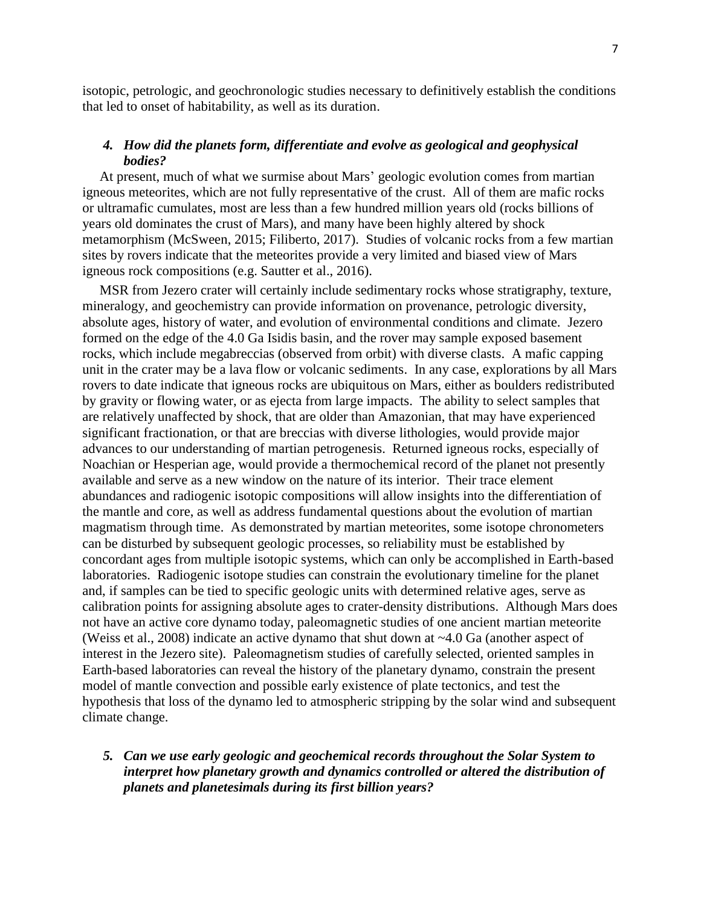isotopic, petrologic, and geochronologic studies necessary to definitively establish the conditions that led to onset of habitability, as well as its duration.

### *4. How did the planets form, differentiate and evolve as geological and geophysical bodies?*

At present, much of what we surmise about Mars' geologic evolution comes from martian igneous meteorites, which are not fully representative of the crust. All of them are mafic rocks or ultramafic cumulates, most are less than a few hundred million years old (rocks billions of years old dominates the crust of Mars), and many have been highly altered by shock metamorphism (McSween, 2015; Filiberto, 2017). Studies of volcanic rocks from a few martian sites by rovers indicate that the meteorites provide a very limited and biased view of Mars igneous rock compositions (e.g. Sautter et al., 2016).

MSR from Jezero crater will certainly include sedimentary rocks whose stratigraphy, texture, mineralogy, and geochemistry can provide information on provenance, petrologic diversity, absolute ages, history of water, and evolution of environmental conditions and climate. Jezero formed on the edge of the 4.0 Ga Isidis basin, and the rover may sample exposed basement rocks, which include megabreccias (observed from orbit) with diverse clasts. A mafic capping unit in the crater may be a lava flow or volcanic sediments. In any case, explorations by all Mars rovers to date indicate that igneous rocks are ubiquitous on Mars, either as boulders redistributed by gravity or flowing water, or as ejecta from large impacts. The ability to select samples that are relatively unaffected by shock, that are older than Amazonian, that may have experienced significant fractionation, or that are breccias with diverse lithologies, would provide major advances to our understanding of martian petrogenesis. Returned igneous rocks, especially of Noachian or Hesperian age, would provide a thermochemical record of the planet not presently available and serve as a new window on the nature of its interior. Their trace element abundances and radiogenic isotopic compositions will allow insights into the differentiation of the mantle and core, as well as address fundamental questions about the evolution of martian magmatism through time. As demonstrated by martian meteorites, some isotope chronometers can be disturbed by subsequent geologic processes, so reliability must be established by concordant ages from multiple isotopic systems, which can only be accomplished in Earth-based laboratories. Radiogenic isotope studies can constrain the evolutionary timeline for the planet and, if samples can be tied to specific geologic units with determined relative ages, serve as calibration points for assigning absolute ages to crater-density distributions. Although Mars does not have an active core dynamo today, paleomagnetic studies of one ancient martian meteorite (Weiss et al., 2008) indicate an active dynamo that shut down at ~4.0 Ga (another aspect of interest in the Jezero site). Paleomagnetism studies of carefully selected, oriented samples in Earth-based laboratories can reveal the history of the planetary dynamo, constrain the present model of mantle convection and possible early existence of plate tectonics, and test the hypothesis that loss of the dynamo led to atmospheric stripping by the solar wind and subsequent climate change.

### *5. Can we use early geologic and geochemical records throughout the Solar System to interpret how planetary growth and dynamics controlled or altered the distribution of planets and planetesimals during its first billion years?*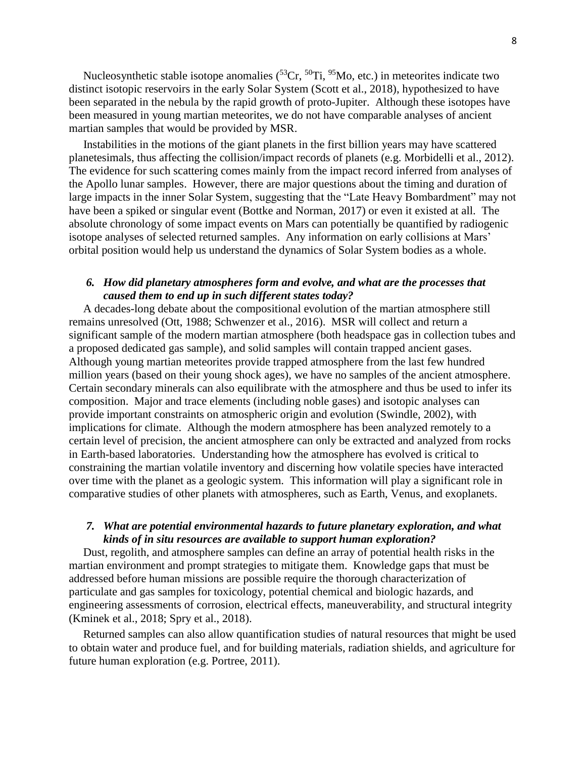Nucleosynthetic stable isotope anomalies ($^{53}$Cr, $^{50}$Ti, $^{95}$Mo, etc.) in meteorites indicate two distinct isotopic reservoirs in the early Solar System (Scott et al., 2018), hypothesized to have been separated in the nebula by the rapid growth of proto-Jupiter. Although these isotopes have been measured in young martian meteorites, we do not have comparable analyses of ancient martian samples that would be provided by MSR.

Instabilities in the motions of the giant planets in the first billion years may have scattered planetesimals, thus affecting the collision/impact records of planets (e.g. Morbidelli et al., 2012). The evidence for such scattering comes mainly from the impact record inferred from analyses of the Apollo lunar samples. However, there are major questions about the timing and duration of large impacts in the inner Solar System, suggesting that the "Late Heavy Bombardment" may not have been a spiked or singular event (Bottke and Norman, 2017) or even it existed at all. The absolute chronology of some impact events on Mars can potentially be quantified by radiogenic isotope analyses of selected returned samples. Any information on early collisions at Mars' orbital position would help us understand the dynamics of Solar System bodies as a whole.

### *6. How did planetary atmospheres form and evolve, and what are the processes that caused them to end up in such different states today?*

A decades-long debate about the compositional evolution of the martian atmosphere still remains unresolved (Ott, 1988; Schwenzer et al., 2016). MSR will collect and return a significant sample of the modern martian atmosphere (both headspace gas in collection tubes and a proposed dedicated gas sample), and solid samples will contain trapped ancient gases. Although young martian meteorites provide trapped atmosphere from the last few hundred million years (based on their young shock ages), we have no samples of the ancient atmosphere. Certain secondary minerals can also equilibrate with the atmosphere and thus be used to infer its composition. Major and trace elements (including noble gases) and isotopic analyses can provide important constraints on atmospheric origin and evolution (Swindle, 2002), with implications for climate. Although the modern atmosphere has been analyzed remotely to a certain level of precision, the ancient atmosphere can only be extracted and analyzed from rocks in Earth-based laboratories. Understanding how the atmosphere has evolved is critical to constraining the martian volatile inventory and discerning how volatile species have interacted over time with the planet as a geologic system. This information will play a significant role in comparative studies of other planets with atmospheres, such as Earth, Venus, and exoplanets.

### *7. What are potential environmental hazards to future planetary exploration, and what kinds of in situ resources are available to support human exploration?*

Dust, regolith, and atmosphere samples can define an array of potential health risks in the martian environment and prompt strategies to mitigate them. Knowledge gaps that must be addressed before human missions are possible require the thorough characterization of particulate and gas samples for toxicology, potential chemical and biologic hazards, and engineering assessments of corrosion, electrical effects, maneuverability, and structural integrity (Kminek et al., 2018; Spry et al., 2018).

Returned samples can also allow quantification studies of natural resources that might be used to obtain water and produce fuel, and for building materials, radiation shields, and agriculture for future human exploration (e.g. Portree, 2011).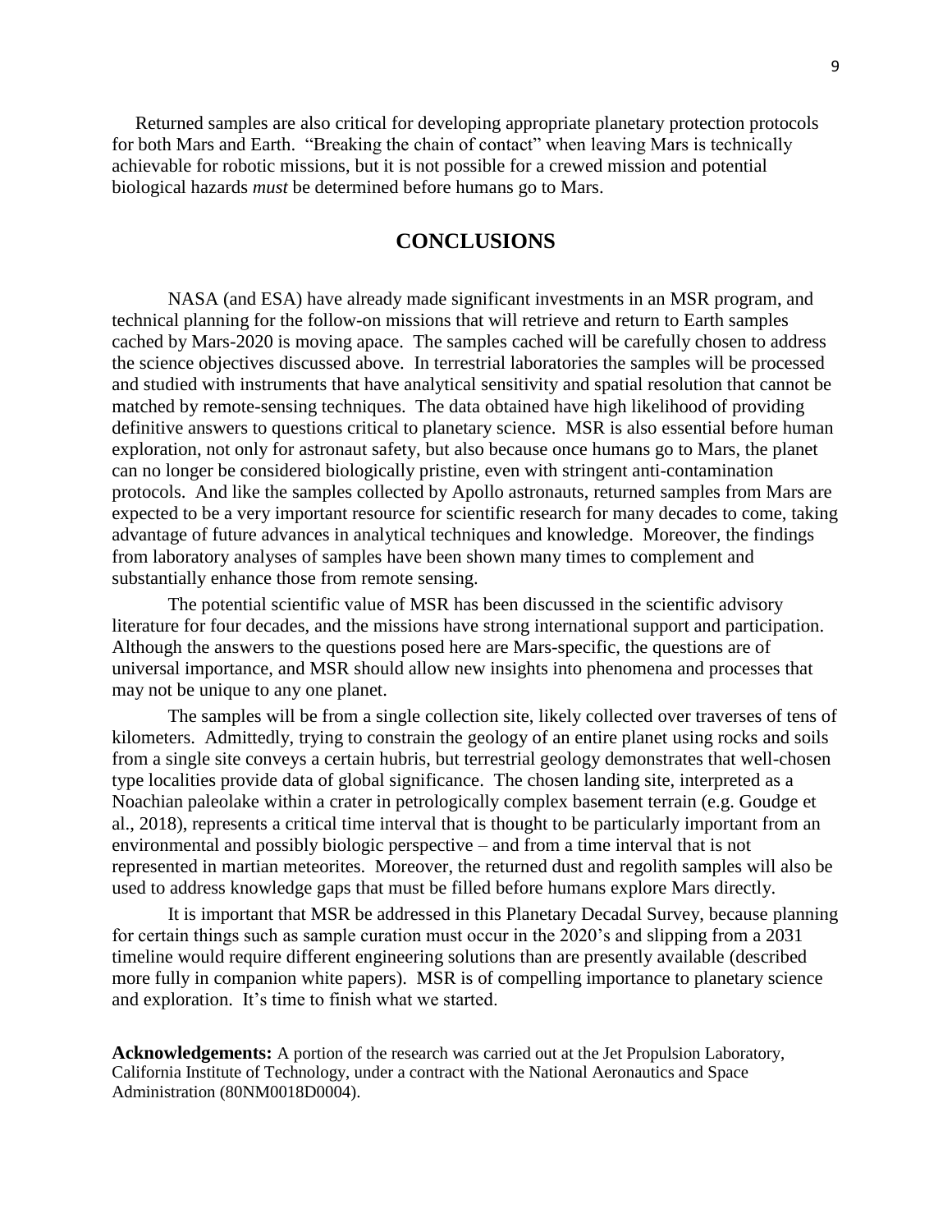Returned samples are also critical for developing appropriate planetary protection protocols for both Mars and Earth. "Breaking the chain of contact" when leaving Mars is technically achievable for robotic missions, but it is not possible for a crewed mission and potential biological hazards *must* be determined before humans go to Mars.

## CONCLUSIONS

NASA (and ESA) have already made significant investments in an MSR program, and technical planning for the follow-on missions that will retrieve and return to Earth samples cached by Mars-2020 is moving apace. The samples cached will be carefully chosen to address the science objectives discussed above. In terrestrial laboratories the samples will be processed and studied with instruments that have analytical sensitivity and spatial resolution that cannot be matched by remote-sensing techniques. The data obtained have high likelihood of providing definitive answers to questions critical to planetary science. MSR is also essential before human exploration, not only for astronaut safety, but also because once humans go to Mars, the planet can no longer be considered biologically pristine, even with stringent anti-contamination protocols. And like the samples collected by Apollo astronauts, returned samples from Mars are expected to be a very important resource for scientific research for many decades to come, taking advantage of future advances in analytical techniques and knowledge. Moreover, the findings from laboratory analyses of samples have been shown many times to complement and substantially enhance those from remote sensing.

The potential scientific value of MSR has been discussed in the scientific advisory literature for four decades, and the missions have strong international support and participation. Although the answers to the questions posed here are Mars-specific, the questions are of universal importance, and MSR should allow new insights into phenomena and processes that may not be unique to any one planet.

The samples will be from a single collection site, likely collected over traverses of tens of kilometers. Admittedly, trying to constrain the geology of an entire planet using rocks and soils from a single site conveys a certain hubris, but terrestrial geology demonstrates that well-chosen type localities provide data of global significance. The chosen landing site, interpreted as a Noachian paleolake within a crater in petrologically complex basement terrain (e.g. Goudge et al., 2018), represents a critical time interval that is thought to be particularly important from an environmental and possibly biologic perspective – and from a time interval that is not represented in martian meteorites. Moreover, the returned dust and regolith samples will also be used to address knowledge gaps that must be filled before humans explore Mars directly.

It is important that MSR be addressed in this Planetary Decadal Survey, because planning for certain things such as sample curation must occur in the 2020's and slipping from a 2031 timeline would require different engineering solutions than are presently available (described more fully in companion white papers). MSR is of compelling importance to planetary science and exploration. It's time to finish what we started.

**Acknowledgements:** A portion of the research was carried out at the Jet Propulsion Laboratory, California Institute of Technology, under a contract with the National Aeronautics and Space Administration (80NM0018D0004).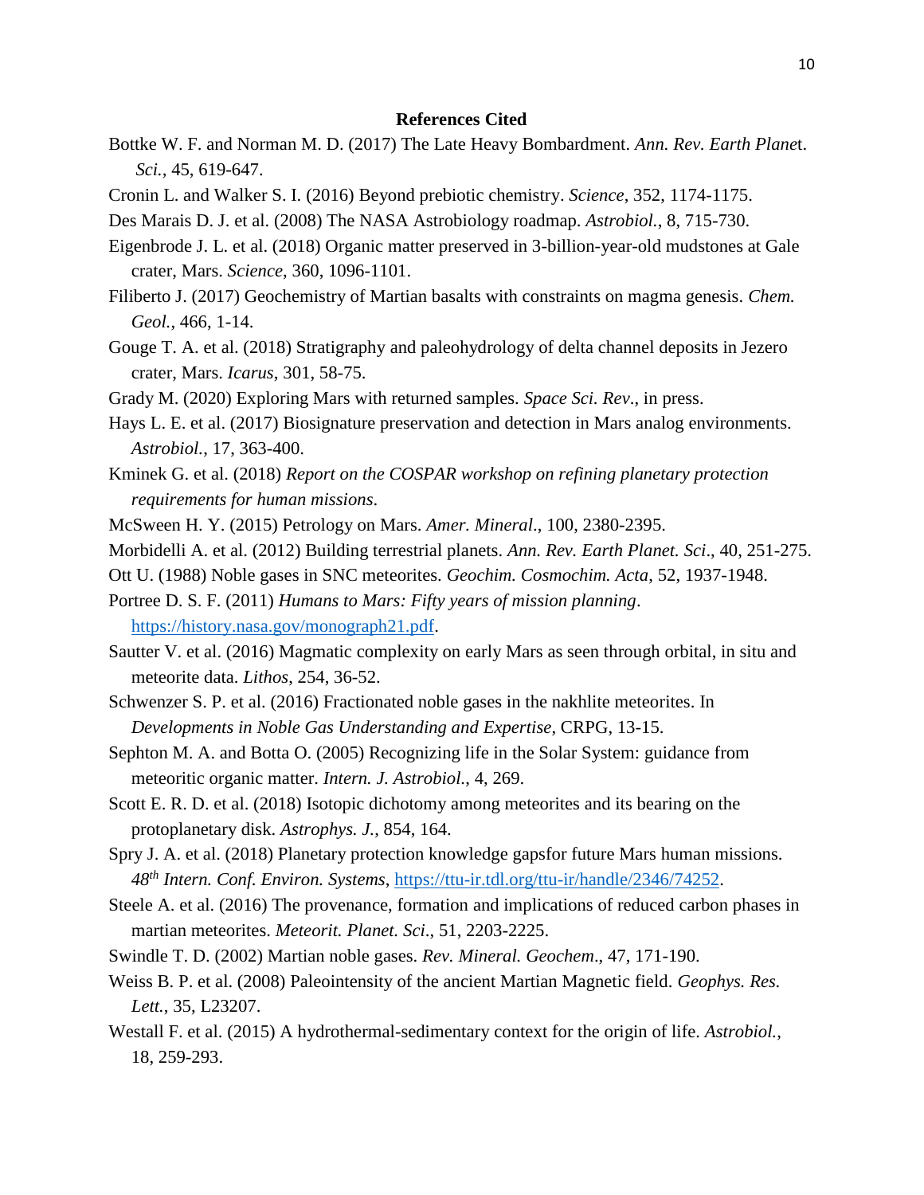**References Cited**

Bottke W. F. and Norman M. D. (2017) The Late Heavy Bombardment. *Ann. Rev. Earth Planet. Sci.*, 45, 619-647.

Cronin L. and Walker S. I. (2016) Beyond prebiotic chemistry. *Science*, 352, 1174-1175.

Des Marais D. J. et al. (2008) The NASA Astrobiology roadmap. *Astrobiol.*, 8, 715-730.

Eigenbrode J. L. et al. (2018) Organic matter preserved in 3-billion-year-old mudstones at Gale crater, Mars. *Science*, 360, 1096-1101.

Filiberto J. (2017) Geochemistry of Martian basalts with constraints on magma genesis. *Chem. Geol.*, 466, 1-14.

Gouge T. A. et al. (2018) Stratigraphy and paleohydrology of delta channel deposits in Jezero crater, Mars. *Icarus*, 301, 58-75.

Grady M. (2020) Exploring Mars with returned samples. *Space Sci. Rev*., in press.

Hays L. E. et al. (2017) Biosignature preservation and detection in Mars analog environments. *Astrobiol.*, 17, 363-400.

Kminek G. et al. (2018) *Report on the COSPAR workshop on refining planetary protection requirements for human missions*.

McSween H. Y. (2015) Petrology on Mars. *Amer. Mineral*., 100, 2380-2395.

Morbidelli A. et al. (2012) Building terrestrial planets. *Ann. Rev. Earth Planet. Sci*., 40, 251-275.

Ott U. (1988) Noble gases in SNC meteorites. *Geochim. Cosmochim. Acta*, 52, 1937-1948.

Portree D. S. F. (2011) *Humans to Mars: Fifty years of mission planning*. https://history.nasa.gov/monograph21.pdf.

Sautter V. et al. (2016) Magmatic complexity on early Mars as seen through orbital, in situ and meteorite data. *Lithos*, 254, 36-52.

Schwenzer S. P. et al. (2016) Fractionated noble gases in the nakhlite meteorites. In *Developments in Noble Gas Understanding and Expertise*, CRPG, 13-15.

Sephton M. A. and Botta O. (2005) Recognizing life in the Solar System: guidance from meteoritic organic matter. *Intern. J. Astrobiol.*, 4, 269.

Scott E. R. D. et al. (2018) Isotopic dichotomy among meteorites and its bearing on the protoplanetary disk. *Astrophys. J.*, 854, 164.

Spry J. A. et al. (2018) Planetary protection knowledge gapsfor future Mars human missions. *48th Intern. Conf. Environ. Systems*, https://ttu-ir.tdl.org/ttu-ir/handle/2346/74252.

Steele A. et al. (2016) The provenance, formation and implications of reduced carbon phases in martian meteorites. *Meteorit. Planet. Sci*., 51, 2203-2225.

Swindle T. D. (2002) Martian noble gases. *Rev. Mineral. Geochem*., 47, 171-190.

Weiss B. P. et al. (2008) Paleointensity of the ancient Martian Magnetic field. *Geophys. Res. Lett.*, 35, L23207.

Westall F. et al. (2015) A hydrothermal-sedimentary context for the origin of life. *Astrobiol.*, 18, 259-293.